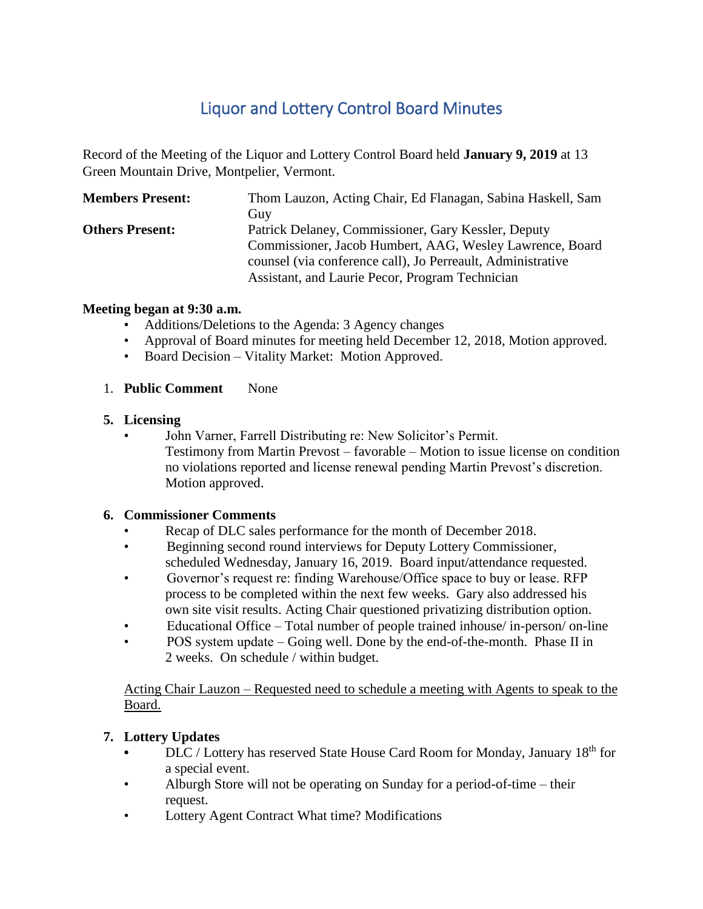# Liquor and Lottery Control Board Minutes

Record of the Meeting of the Liquor and Lottery Control Board held **January 9, 2019** at 13 Green Mountain Drive, Montpelier, Vermont.

| | |
|---|---|
| **Members Present:** | Thom Lauzon, Acting Chair, Ed Flanagan, Sabina Haskell, Sam Guy |
| **Others Present:** | Patrick Delaney, Commissioner, Gary Kessler, Deputy Commissioner, Jacob Humbert, AAG, Wesley Lawrence, Board counsel (via conference call), Jo Perreault, Administrative Assistant, and Laurie Pecor, Program Technician |

**Meeting began at 9:30 a.m.**

- Additions/Deletions to the Agenda: 3 Agency changes
- Approval of Board minutes for meeting held December 12, 2018, Motion approved.
- Board Decision – Vitality Market: Motion Approved.

1. **Public Comment** None

5. **Licensing**
   - John Varner, Farrell Distributing re: New Solicitor's Permit. Testimony from Martin Prevost – favorable – Motion to issue license on condition no violations reported and license renewal pending Martin Prevost's discretion. Motion approved.

6. **Commissioner Comments**
   - Recap of DLC sales performance for the month of December 2018.
   - Beginning second round interviews for Deputy Lottery Commissioner, scheduled Wednesday, January 16, 2019. Board input/attendance requested.
   - Governor's request re: finding Warehouse/Office space to buy or lease. RFP process to be completed within the next few weeks. Gary also addressed his own site visit results. Acting Chair questioned privatizing distribution option.
   - Educational Office – Total number of people trained inhouse/ in-person/ on-line
   - POS system update – Going well. Done by the end-of-the-month. Phase II in 2 weeks. On schedule / within budget.

   Acting Chair Lauzon – Requested need to schedule a meeting with Agents to speak to the Board.

7. **Lottery Updates**
   - DLC / Lottery has reserved State House Card Room for Monday, January 18th for a special event.
   - Alburgh Store will not be operating on Sunday for a period-of-time – their request.
   - Lottery Agent Contract What time? Modifications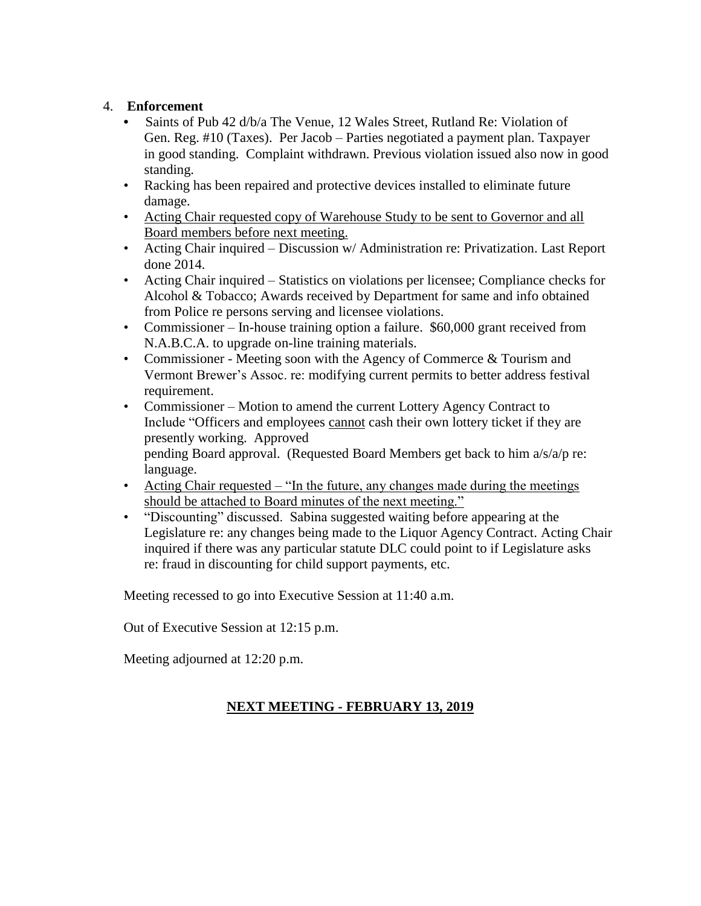4. **Enforcement**
   - Saints of Pub 42 d/b/a The Venue, 12 Wales Street, Rutland Re: Violation of Gen. Reg. #10 (Taxes). Per Jacob – Parties negotiated a payment plan. Taxpayer in good standing. Complaint withdrawn. Previous violation issued also now in good standing.
   - Racking has been repaired and protective devices installed to eliminate future damage.
   - <u>Acting Chair requested copy of Warehouse Study to be sent to Governor and all Board members before next meeting.</u>
   - Acting Chair inquired – Discussion w/ Administration re: Privatization. Last Report done 2014.
   - Acting Chair inquired – Statistics on violations per licensee; Compliance checks for Alcohol & Tobacco; Awards received by Department for same and info obtained from Police re persons serving and licensee violations.
   - Commissioner – In-house training option a failure. $60,000 grant received from N.A.B.C.A. to upgrade on-line training materials.
   - Commissioner - Meeting soon with the Agency of Commerce & Tourism and Vermont Brewer's Assoc. re: modifying current permits to better address festival requirement.
   - Commissioner – Motion to amend the current Lottery Agency Contract to Include "Officers and employees <u>cannot</u> cash their own lottery ticket if they are presently working. Approved pending Board approval. (Requested Board Members get back to him a/s/a/p re: language.
   - <u>Acting Chair requested – "In the future, any changes made during the meetings should be attached to Board minutes of the next meeting."</u>
   - "Discounting" discussed. Sabina suggested waiting before appearing at the Legislature re: any changes being made to the Liquor Agency Contract. Acting Chair inquired if there was any particular statute DLC could point to if Legislature asks re: fraud in discounting for child support payments, etc.

Meeting recessed to go into Executive Session at 11:40 a.m.

Out of Executive Session at 12:15 p.m.

Meeting adjourned at 12:20 p.m.

**<u>NEXT MEETING - FEBRUARY 13, 2019</u>**